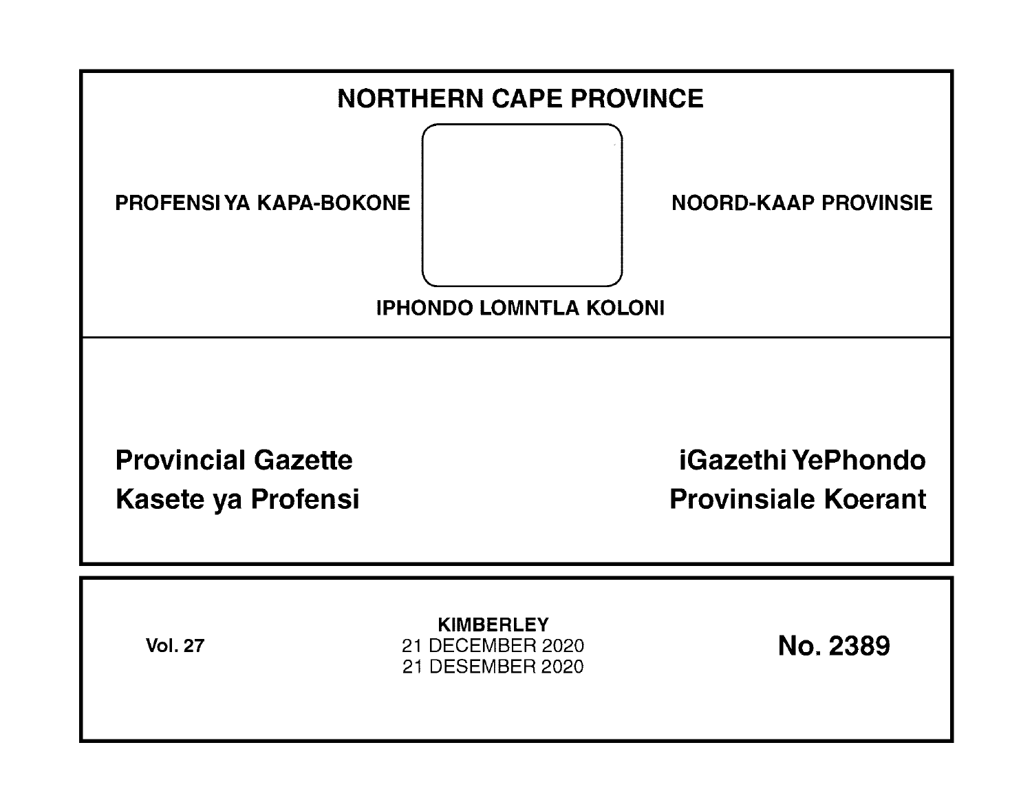# NORTHERN CAPE PROVINCE

PROFENSI YA KAPA-BOKONE

NOORD-KAAP PROVINSIE

IPHONDO LOMNTLA KOLONI

## Provincial Gazette
## Kasete ya Profensi

## iGazethi YePhondo
## Provinsiale Koerant

**Vol. 27**

**KIMBERLEY**
21 DECEMBER 2020
21 DESEMBER 2020

**No. 2389**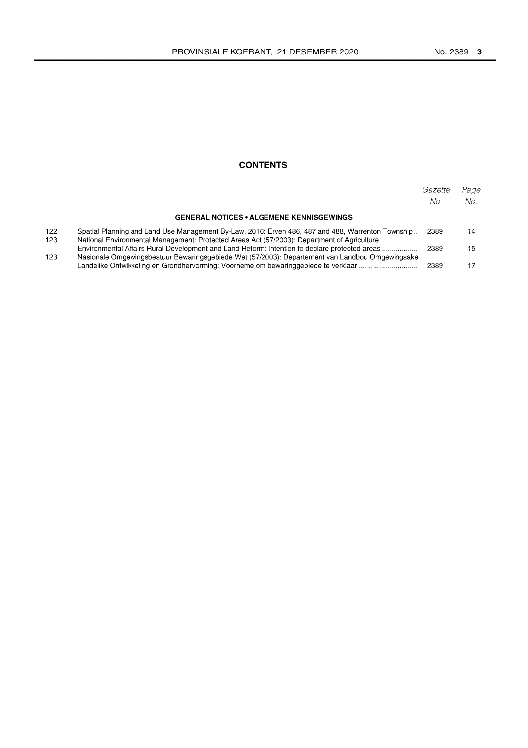# CONTENTS

| | | Gazette No. | Page No. |
|---|---|---|---|
| | **GENERAL NOTICES • ALGEMENE KENNISGEWINGS** | | |
| 122 | Spatial Planning and Land Use Management By-Law, 2016: Erven 486, 487 and 488, Warrenton Township.. | 2389 | 14 |
| 123 | National Environmental Management: Protected Areas Act (57/2003): Department of Agriculture Environmental Affairs Rural Development and Land Reform: Intention to declare protected areas .................. | 2389 | 15 |
| 123 | Nasionale Omgewingsbestuur Bewaringsgebiede Wet (57/2003): Departement van Landbou Omgewingsake Landelike Ontwikkeling en Grondhervorming: Voorneme om bewaringgebiede te verklaar ............................. | 2389 | 17 |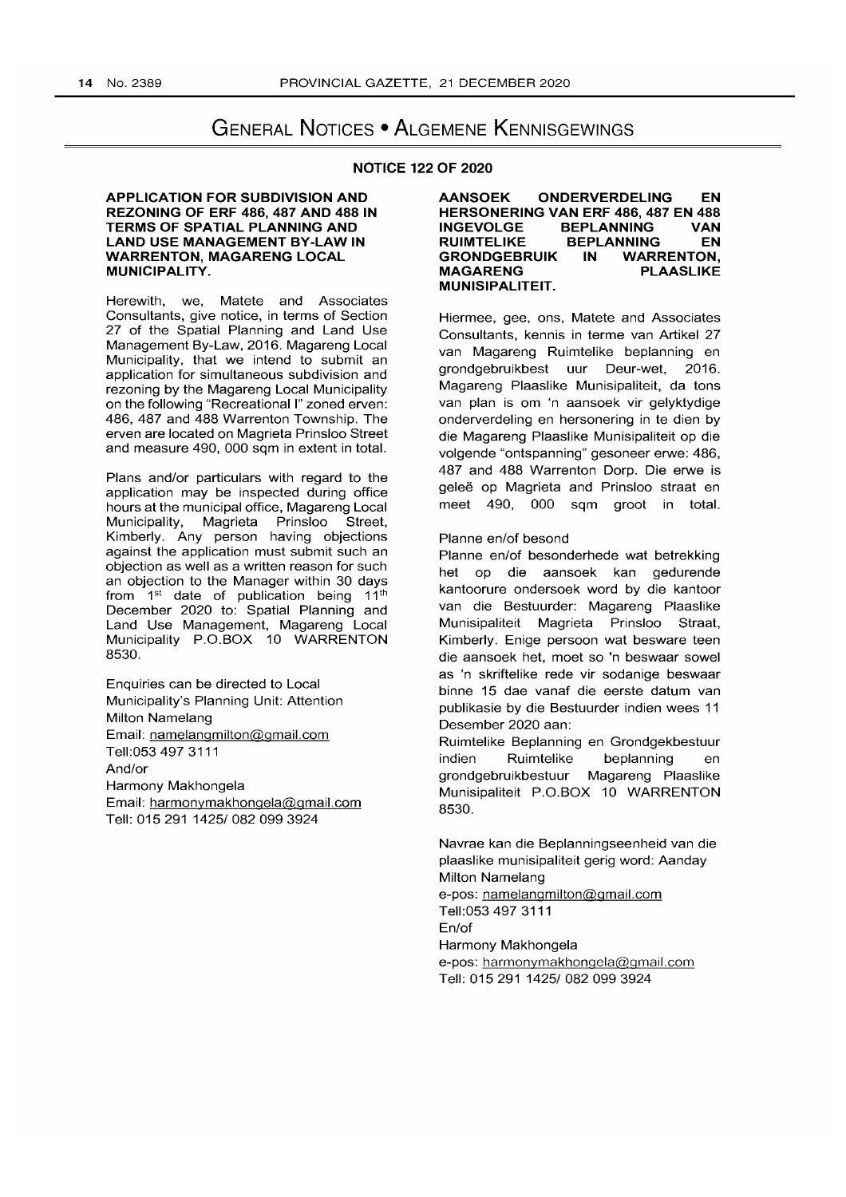# General Notices • Algemene Kennisgewings

## NOTICE 122 OF 2020

**APPLICATION FOR SUBDIVISION AND REZONING OF ERF 486, 487 AND 488 IN TERMS OF SPATIAL PLANNING AND LAND USE MANAGEMENT BY-LAW IN WARRENTON, MAGARENG LOCAL MUNICIPALITY.**

Herewith, we, Matete and Associates Consultants, give notice, in terms of Section 27 of the Spatial Planning and Land Use Management By-Law, 2016. Magareng Local Municipality, that we intend to submit an application for simultaneous subdivision and rezoning by the Magareng Local Municipality on the following "Recreational I" zoned erven: 486, 487 and 488 Warrenton Township. The erven are located on Magrieta Prinsloo Street and measure 490, 000 sqm in extent in total.

Plans and/or particulars with regard to the application may be inspected during office hours at the municipal office, Magareng Local Municipality, Magrieta Prinsloo Street, Kimberly. Any person having objections against the application must submit such an objection as well as a written reason for such an objection to the Manager within 30 days from 1st date of publication being 11th December 2020 to: Spatial Planning and Land Use Management, Magareng Local Municipality P.O.BOX 10 WARRENTON 8530.

Enquiries can be directed to Local Municipality's Planning Unit: Attention Milton Namelang
Email: namelangmilton@gmail.com
Tell:053 497 3111
And/or
Harmony Makhongela
Email: harmonymakhongela@gmail.com
Tell: 015 291 1425/ 082 099 3924

**AANSOEK ONDERVERDELING EN HERSONERING VAN ERF 486, 487 EN 488 INGEVOLGE BEPLANNING VAN RUIMTELIKE BEPLANNING EN GRONDGEBRUIK IN WARRENTON, MAGARENG PLAASLIKE MUNISIPALITEIT.**

Hiermee, gee, ons, Matete and Associates Consultants, kennis in terme van Artikel 27 van Magareng Ruimtelike beplanning en grondgebruikbest uur Deur-wet, 2016. Magareng Plaaslike Munisipaliteit, da tons van plan is om 'n aansoek vir gelyktydige onderverdeling en hersonering in te dien by die Magareng Plaaslike Munisipaliteit op die volgende "ontspanning" gesoneer erwe: 486, 487 and 488 Warrenton Dorp. Die erwe is geleë op Magrieta and Prinsloo straat en meet 490, 000 sqm groot in total.

Planne en/of besond

Planne en/of besonderhede wat betrekking het op die aansoek kan gedurende kantoorure ondersoek word by die kantoor van die Bestuurder: Magareng Plaaslike Munisipaliteit Magrieta Prinsloo Straat, Kimberly. Enige persoon wat besware teen die aansoek het, moet so 'n beswaar sowel as 'n skriftelike rede vir sodanige beswaar binne 15 dae vanaf die eerste datum van publikasie by die Bestuurder indien wees 11 Desember 2020 aan:

Ruimtelike Beplanning en Grondgekbestuur indien Ruimtelike beplanning en grondgebruikbestuur Magareng Plaaslike Munisipaliteit P.O.BOX 10 WARRENTON 8530.

Navrae kan die Beplanningseenheid van die plaaslike munisipaliteit gerig word: Aanday Milton Namelang
e-pos: namelangmilton@gmail.com
Tell:053 497 3111
En/of
Harmony Makhongela
e-pos: harmonymakhongela@gmail.com
Tell: 015 291 1425/ 082 099 3924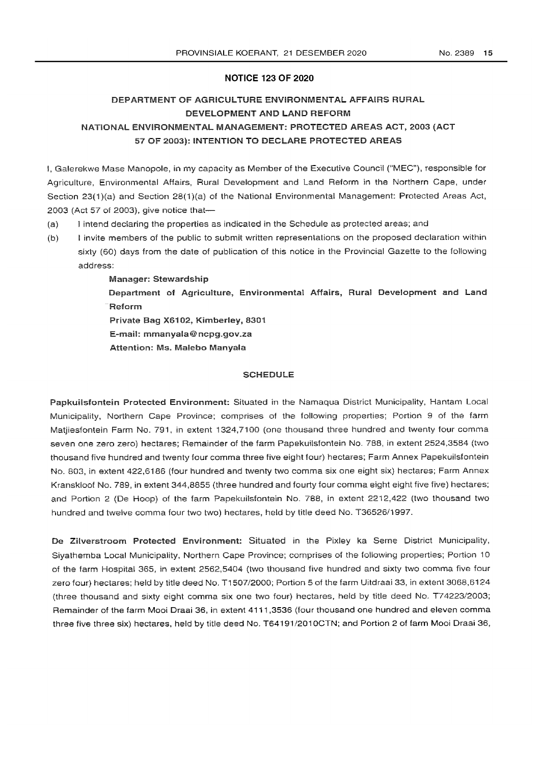## NOTICE 123 OF 2020

### DEPARTMENT OF AGRICULTURE ENVIRONMENTAL AFFAIRS RURAL DEVELOPMENT AND LAND REFORM

### NATIONAL ENVIRONMENTAL MANAGEMENT: PROTECTED AREAS ACT, 2003 (ACT 57 OF 2003): INTENTION TO DECLARE PROTECTED AREAS

I, Galerekwe Mase Manopole, in my capacity as Member of the Executive Council ("MEC"), responsible for Agriculture, Environmental Affairs, Rural Development and Land Reform in the Northern Cape, under Section 23(1)(a) and Section 28(1)(a) of the National Environmental Management: Protected Areas Act, 2003 (Act 57 of 2003), give notice that—

(a) I intend declaring the properties as indicated in the Schedule as protected areas; and

(b) I invite members of the public to submit written representations on the proposed declaration within sixty (60) days from the date of publication of this notice in the Provincial Gazette to the following address:

> **Manager: Stewardship**
> **Department of Agriculture, Environmental Affairs, Rural Development and Land Reform**
> **Private Bag X6102, Kimberley, 8301**
> **E-mail: mmanyala@ncpg.gov.za**
> **Attention: Ms. Malebo Manyala**

#### SCHEDULE

**Papkuilsfontein Protected Environment:** Situated in the Namaqua District Municipality, Hantam Local Municipality, Northern Cape Province; comprises of the following properties; Portion 9 of the farm Matjiesfontein Farm No. 791, in extent 1324,7100 (one thousand three hundred and twenty four comma seven one zero zero) hectares; Remainder of the farm Papekuilsfontein No. 788, in extent 2524,3584 (two thousand five hundred and twenty four comma three five eight four) hectares; Farm Annex Papekuilsfontein No. 803, in extent 422,6186 (four hundred and twenty two comma six one eight six) hectares; Farm Annex Kranskloof No. 789, in extent 344,8855 (three hundred and fourty four comma eight eight five five) hectares; and Portion 2 (De Hoop) of the farm Papekuilsfontein No. 788, in extent 2212,422 (two thousand two hundred and twelve comma four two two) hectares, held by title deed No. T36526/1997.

**De Zilverstroom Protected Environment:** Situated in the Pixley ka Seme District Municipality, Siyathemba Local Municipality, Northern Cape Province; comprises of the following properties; Portion 10 of the farm Hospital 365, in extent 2562,5404 (two thousand five hundred and sixty two comma five four zero four) hectares; held by title deed No. T1507/2000; Portion 5 of the farm Uitdraai 33, in extent 3068,6124 (three thousand and sixty eight comma six one two four) hectares, held by title deed No. T74223/2003; Remainder of the farm Mooi Draai 36, in extent 4111,3536 (four thousand one hundred and eleven comma three five three six) hectares, held by title deed No. T64191/2010CTN; and Portion 2 of farm Mooi Draai 36,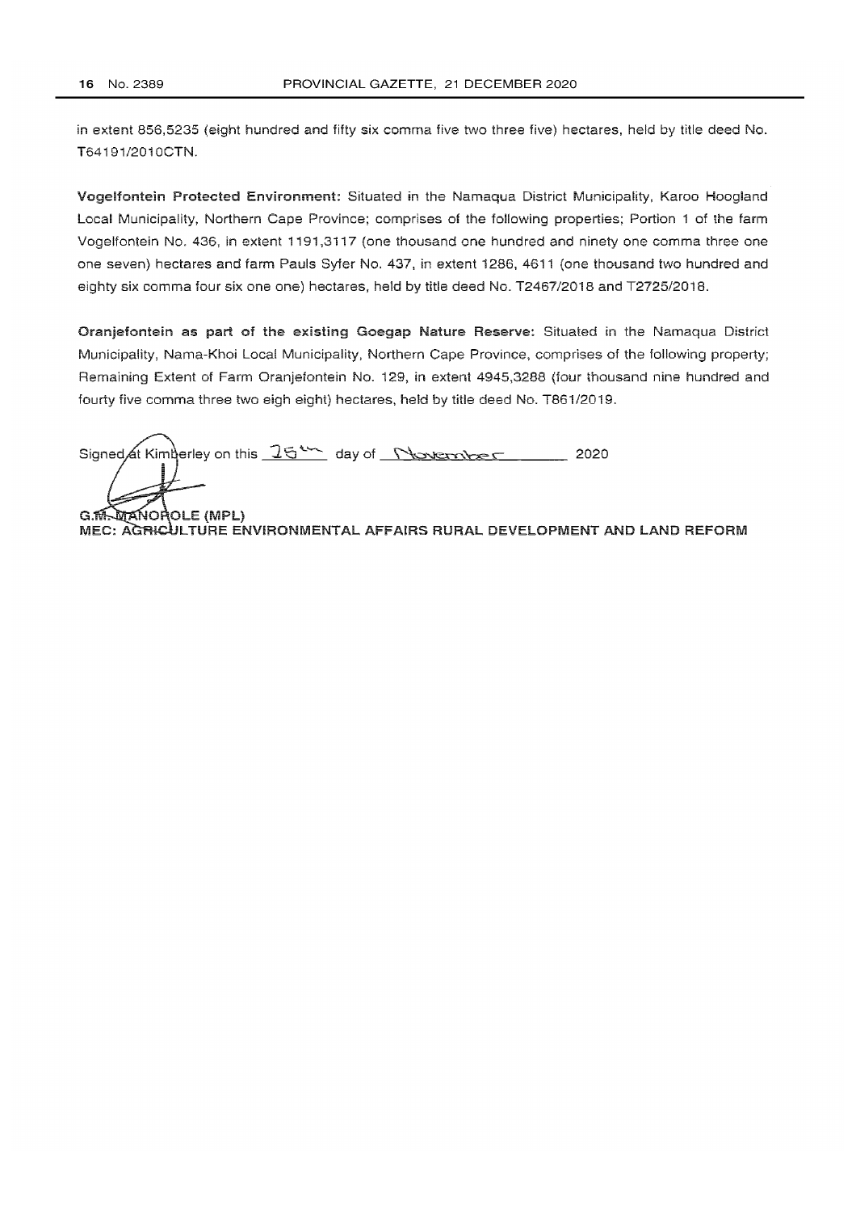in extent 856,5235 (eight hundred and fifty six comma five two three five) hectares, held by title deed No. T64191/2010CTN.

**Vogelfontein Protected Environment:** Situated in the Namaqua District Municipality, Karoo Hoogland Local Municipality, Northern Cape Province; comprises of the following properties; Portion 1 of the farm Vogelfontein No. 436, in extent 1191,3117 (one thousand one hundred and ninety one comma three one one seven) hectares and farm Pauls Syfer No. 437, in extent 1286, 4611 (one thousand two hundred and eighty six comma four six one one) hectares, held by title deed No. T2467/2018 and T2725/2018.

**Oranjefontein as part of the existing Goegap Nature Reserve:** Situated in the Namaqua District Municipality, Nama-Khoi Local Municipality, Northern Cape Province, comprises of the following property; Remaining Extent of Farm Oranjefontein No. 129, in extent 4945,3288 (four thousand nine hundred and fourty five comma three two eigh eight) hectares, held by title deed No. T861/2019.

Signed at Kimberley on this 25th day of November 2020

**G.M. MANOROLE (MPL)**
**MEC: AGRICULTURE ENVIRONMENTAL AFFAIRS RURAL DEVELOPMENT AND LAND REFORM**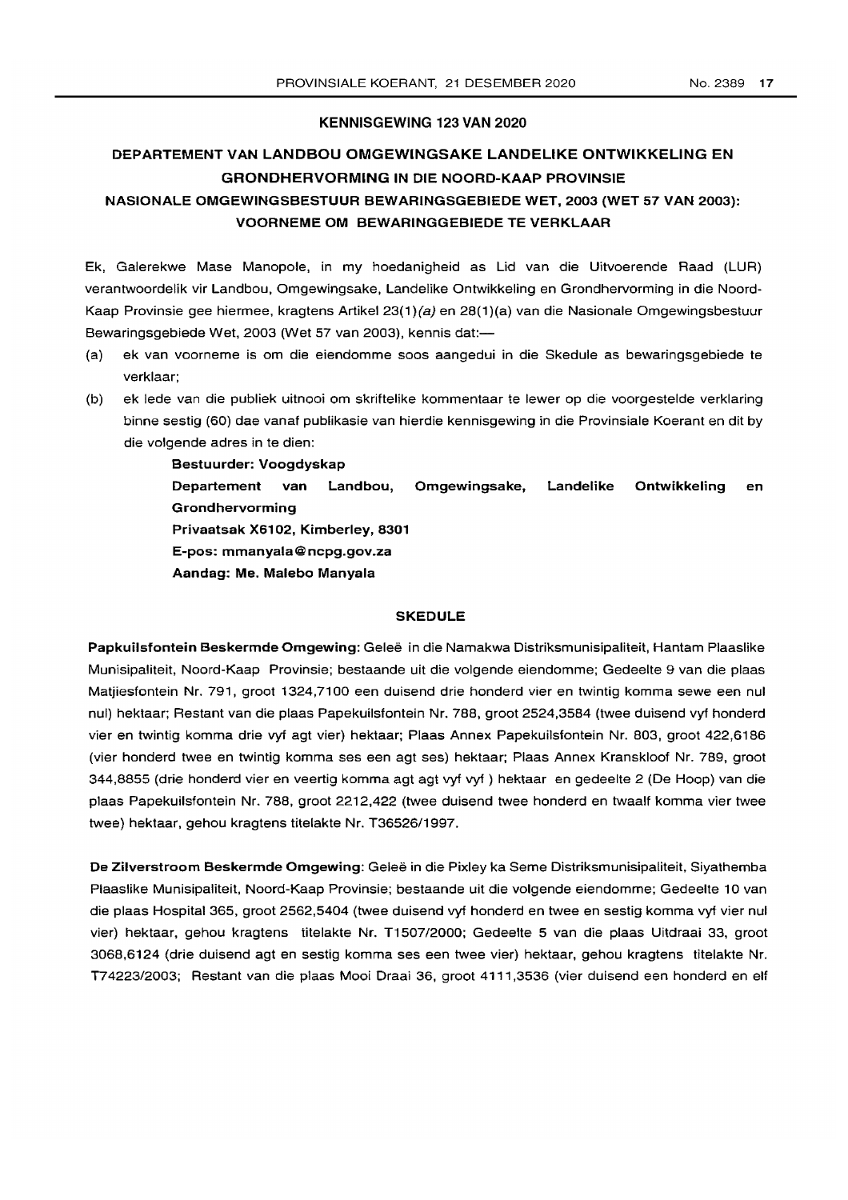## KENNISGEWING 123 VAN 2020

## DEPARTEMENT VAN LANDBOU OMGEWINGSAKE LANDELIKE ONTWIKKELING EN GRONDHERVORMING IN DIE NOORD-KAAP PROVINSIE

## NASIONALE OMGEWINGSBESTUUR BEWARINGSGEBIEDE WET, 2003 (WET 57 VAN 2003): VOORNEME OM BEWARINGGEBIEDE TE VERKLAAR

Ek, Galerekwe Mase Manopole, in my hoedanigheid as Lid van die Uitvoerende Raad (LUR) verantwoordelik vir Landbou, Omgewingsake, Landelike Ontwikkeling en Grondhervorming in die Noord-Kaap Provinsie gee hiermee, kragtens Artikel 23(1)*(a)* en 28(1)(a) van die Nasionale Omgewingsbestuur Bewaringsgebiede Wet, 2003 (Wet 57 van 2003), kennis dat:—

(a) ek van voorneme is om die eiendomme soos aangedui in die Skedule as bewaringsgebiede te verklaar;

(b) ek lede van die publiek uitnooi om skriftelike kommentaar te lewer op die voorgestelde verklaring binne sestig (60) dae vanaf publikasie van hierdie kennisgewing in die Provinsiale Koerant en dit by die volgende adres in te dien:

> **Bestuurder: Voogdyskap**
> **Departement van Landbou, Omgewingsake, Landelike Ontwikkeling en Grondhervorming**
> **Privaatsak X6102, Kimberley, 8301**
> **E-pos: mmanyala@ncpg.gov.za**
> **Aandag: Me. Malebo Manyala**

### SKEDULE

**Papkuilsfontein Beskermde Omgewing**: Geleë in die Namakwa Distriksmunisipaliteit, Hantam Plaaslike Munisipaliteit, Noord-Kaap Provinsie; bestaande uit die volgende eiendomme; Gedeelte 9 van die plaas Matjiesfontein Nr. 791, groot 1324,7100 een duisend drie honderd vier en twintig komma sewe een nul nul) hektaar; Restant van die plaas Papekuilsfontein Nr. 788, groot 2524,3584 (twee duisend vyf honderd vier en twintig komma drie vyf agt vier) hektaar; Plaas Annex Papekuilsfontein Nr. 803, groot 422,6186 (vier honderd twee en twintig komma ses een agt ses) hektaar; Plaas Annex Kranskloof Nr. 789, groot 344,8855 (drie honderd vier en veertig komma agt agt vyf vyf ) hektaar en gedeelte 2 (De Hoop) van die plaas Papekuilsfontein Nr. 788, groot 2212,422 (twee duisend twee honderd en twaalf komma vier twee twee) hektaar, gehou kragtens titelakte Nr. T36526/1997.

**De Zilverstroom Beskermde Omgewing**: Geleë in die Pixley ka Seme Distriksmunisipaliteit, Siyathemba Plaaslike Munisipaliteit, Noord-Kaap Provinsie; bestaande uit die volgende eiendomme; Gedeelte 10 van die plaas Hospital 365, groot 2562,5404 (twee duisend vyf honderd en twee en sestig komma vyf vier nul vier) hektaar, gehou kragtens titelakte Nr. T1507/2000; Gedeelte 5 van die plaas Uitdraai 33, groot 3068,6124 (drie duisend agt en sestig komma ses een twee vier) hektaar, gehou kragtens titelakte Nr. T74223/2003; Restant van die plaas Mooi Draai 36, groot 4111,3536 (vier duisend een honderd en elf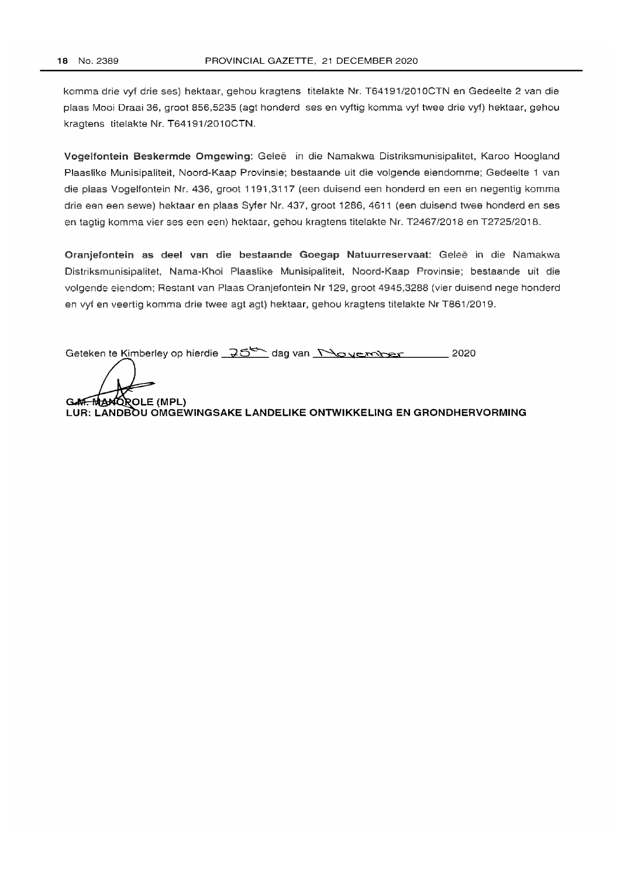komma drie vyf drie ses) hektaar, gehou kragtens titelakte Nr. T64191/2010CTN en Gedeelte 2 van die plaas Mooi Draai 36, groot 856,5235 (agt honderd ses en vyftig komma vyf twee drie vyf) hektaar, gehou kragtens titelakte Nr. T64191/2010CTN.

**Vogelfontein Beskermde Omgewing**: Geleë in die Namakwa Distriksmunisipaliteit, Karoo Hoogland Plaaslike Munisipaliteit, Noord-Kaap Provinsie; bestaande uit die volgende eiendomme; Gedeelte 1 van die plaas Vogelfontein Nr. 436, groot 1191,3117 (een duisend een honderd en een en negentig komma drie een een sewe) hektaar en plaas Syfer Nr. 437, groot 1286, 4611 (een duisend twee honderd en ses en tagtig komma vier ses een een) hektaar, gehou kragtens titelakte Nr. T2467/2018 en T2725/2018.

**Oranjefontein as deel van die bestaande Goegap Natuurreservaat**: Geleë in die Namakwa Distriksmunisipaliteit, Nama-Khoi Plaaslike Munisipaliteit, Noord-Kaap Provinsie; bestaande uit die volgende eiendom; Restant van Plaas Oranjefontein Nr 129, groot 4945,3288 (vier duisend nege honderd en vyf en veertig komma drie twee agt agt) hektaar, gehou kragtens titelakte Nr T861/2019.

Geteken te Kimberley op hierdie 25th dag van November 2020

**G.M. MANOPOLE (MPL)**
**LUR: LANDBOU OMGEWINGSAKE LANDELIKE ONTWIKKELING EN GRONDHERVORMING**